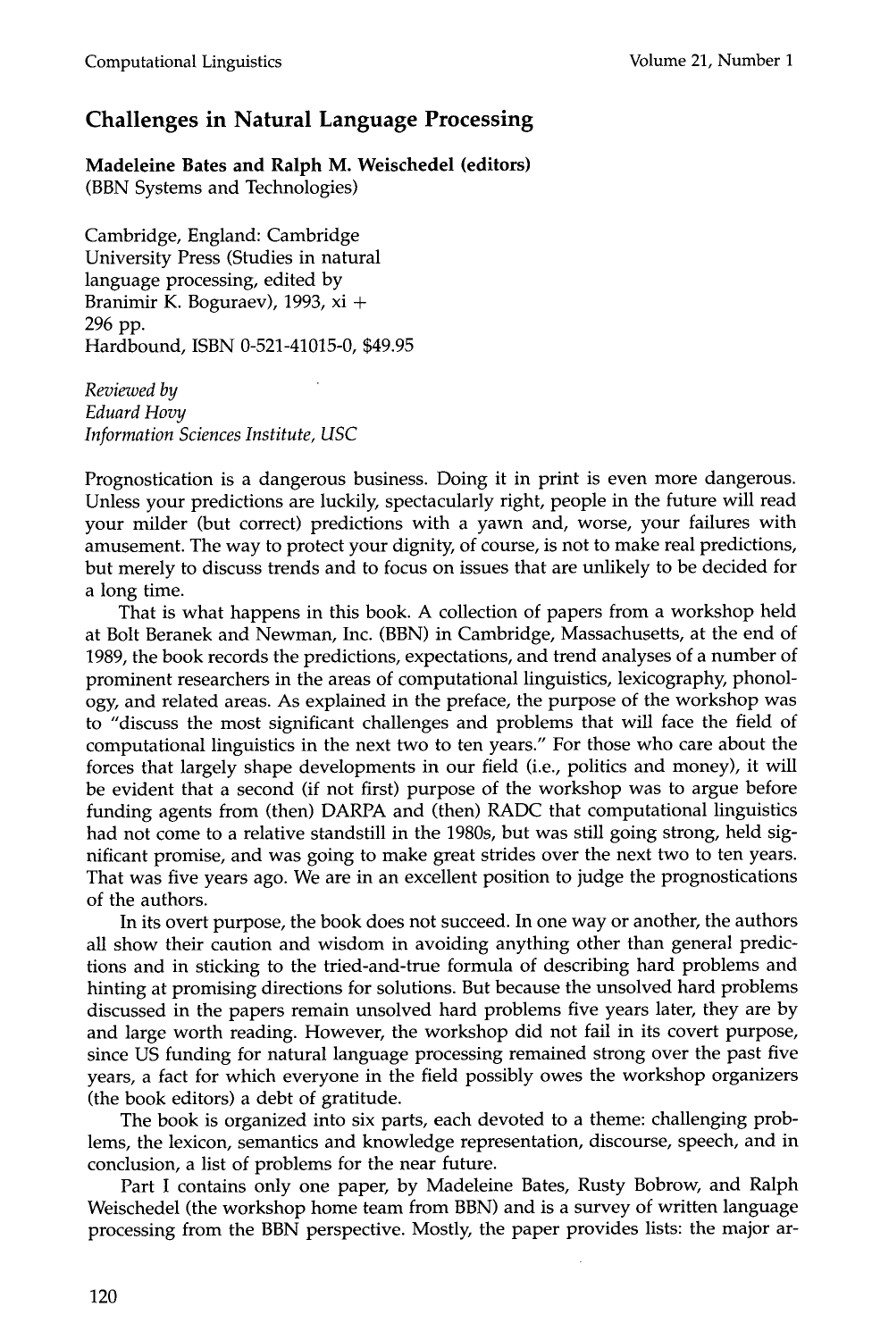## Challenges in Natural Language Processing

**Madeleine Bates and Ralph M. Weischedel (editors)**
(BBN Systems and Technologies)

Cambridge, England: Cambridge University Press (Studies in natural language processing, edited by Branimir K. Boguraev), 1993, xi + 296 pp.
Hardbound, ISBN 0-521-41015-0, $49.95

*Reviewed by*
*Eduard Hovy*
*Information Sciences Institute, USC*

Prognostication is a dangerous business. Doing it in print is even more dangerous. Unless your predictions are luckily, spectacularly right, people in the future will read your milder (but correct) predictions with a yawn and, worse, your failures with amusement. The way to protect your dignity, of course, is not to make real predictions, but merely to discuss trends and to focus on issues that are unlikely to be decided for a long time.

That is what happens in this book. A collection of papers from a workshop held at Bolt Beranek and Newman, Inc. (BBN) in Cambridge, Massachusetts, at the end of 1989, the book records the predictions, expectations, and trend analyses of a number of prominent researchers in the areas of computational linguistics, lexicography, phonology, and related areas. As explained in the preface, the purpose of the workshop was to "discuss the most significant challenges and problems that will face the field of computational linguistics in the next two to ten years." For those who care about the forces that largely shape developments in our field (i.e., politics and money), it will be evident that a second (if not first) purpose of the workshop was to argue before funding agents from (then) DARPA and (then) RADC that computational linguistics had not come to a relative standstill in the 1980s, but was still going strong, held significant promise, and was going to make great strides over the next two to ten years. That was five years ago. We are in an excellent position to judge the prognostications of the authors.

In its overt purpose, the book does not succeed. In one way or another, the authors all show their caution and wisdom in avoiding anything other than general predictions and in sticking to the tried-and-true formula of describing hard problems and hinting at promising directions for solutions. But because the unsolved hard problems discussed in the papers remain unsolved hard problems five years later, they are by and large worth reading. However, the workshop did not fail in its covert purpose, since US funding for natural language processing remained strong over the past five years, a fact for which everyone in the field possibly owes the workshop organizers (the book editors) a debt of gratitude.

The book is organized into six parts, each devoted to a theme: challenging problems, the lexicon, semantics and knowledge representation, discourse, speech, and in conclusion, a list of problems for the near future.

Part I contains only one paper, by Madeleine Bates, Rusty Bobrow, and Ralph Weischedel (the workshop home team from BBN) and is a survey of written language processing from the BBN perspective. Mostly, the paper provides lists: the major ar-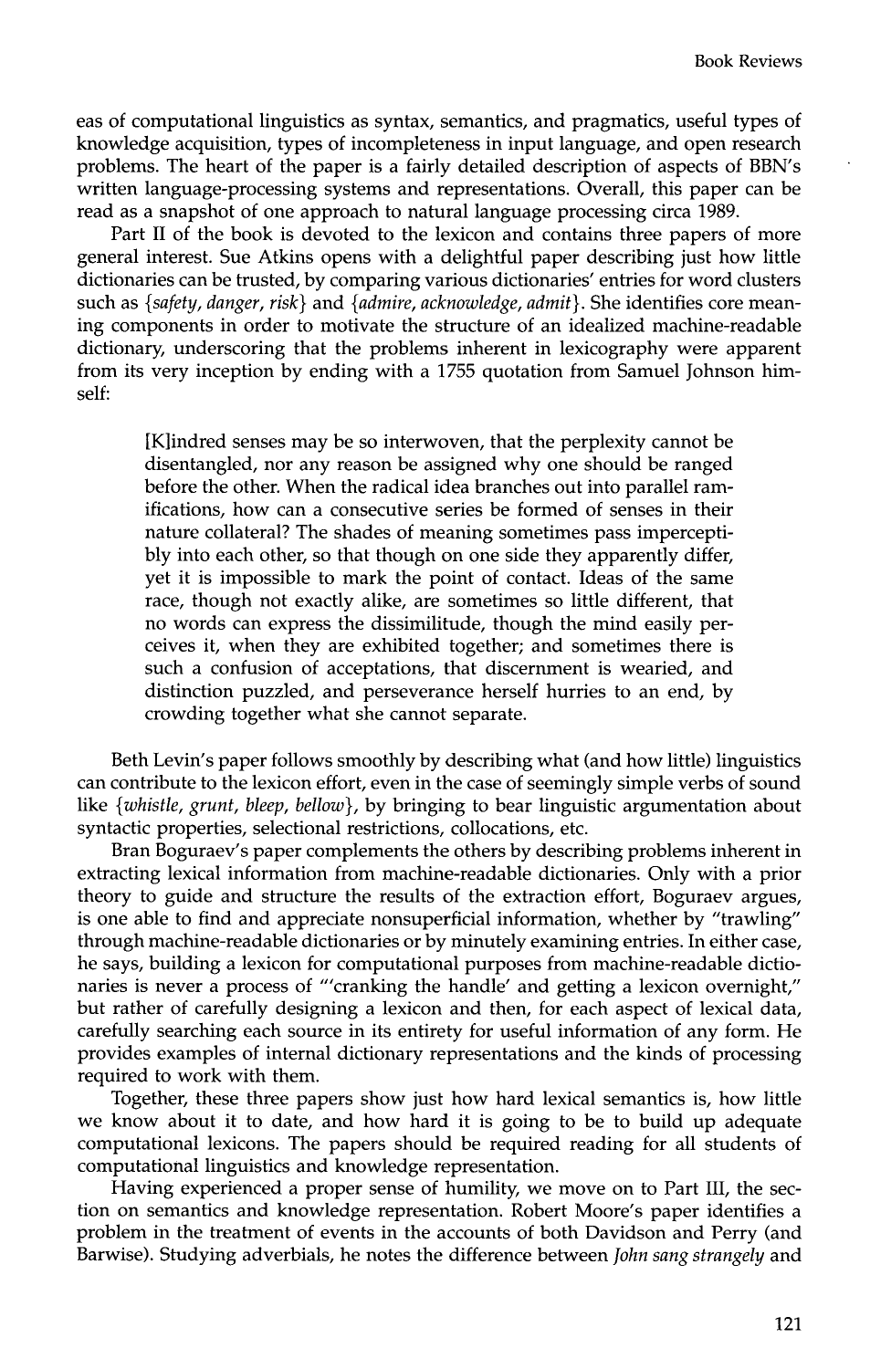eas of computational linguistics as syntax, semantics, and pragmatics, useful types of knowledge acquisition, types of incompleteness in input language, and open research problems. The heart of the paper is a fairly detailed description of aspects of BBN's written language-processing systems and representations. Overall, this paper can be read as a snapshot of one approach to natural language processing circa 1989.

Part II of the book is devoted to the lexicon and contains three papers of more general interest. Sue Atkins opens with a delightful paper describing just how little dictionaries can be trusted, by comparing various dictionaries' entries for word clusters such as {*safety, danger, risk*} and {*admire, acknowledge, admit*}. She identifies core meaning components in order to motivate the structure of an idealized machine-readable dictionary, underscoring that the problems inherent in lexicography were apparent from its very inception by ending with a 1755 quotation from Samuel Johnson himself:

> [K]indred senses may be so interwoven, that the perplexity cannot be disentangled, nor any reason be assigned why one should be ranged before the other. When the radical idea branches out into parallel ramifications, how can a consecutive series be formed of senses in their nature collateral? The shades of meaning sometimes pass imperceptibly into each other, so that though on one side they apparently differ, yet it is impossible to mark the point of contact. Ideas of the same race, though not exactly alike, are sometimes so little different, that no words can express the dissimilitude, though the mind easily perceives it, when they are exhibited together; and sometimes there is such a confusion of acceptations, that discernment is wearied, and distinction puzzled, and perseverance herself hurries to an end, by crowding together what she cannot separate.

Beth Levin's paper follows smoothly by describing what (and how little) linguistics can contribute to the lexicon effort, even in the case of seemingly simple verbs of sound like {*whistle, grunt, bleep, bellow*}, by bringing to bear linguistic argumentation about syntactic properties, selectional restrictions, collocations, etc.

Bran Boguraev's paper complements the others by describing problems inherent in extracting lexical information from machine-readable dictionaries. Only with a prior theory to guide and structure the results of the extraction effort, Boguraev argues, is one able to find and appreciate nonsuperficial information, whether by "trawling" through machine-readable dictionaries or by minutely examining entries. In either case, he says, building a lexicon for computational purposes from machine-readable dictionaries is never a process of "'cranking the handle' and getting a lexicon overnight," but rather of carefully designing a lexicon and then, for each aspect of lexical data, carefully searching each source in its entirety for useful information of any form. He provides examples of internal dictionary representations and the kinds of processing required to work with them.

Together, these three papers show just how hard lexical semantics is, how little we know about it to date, and how hard it is going to be to build up adequate computational lexicons. The papers should be required reading for all students of computational linguistics and knowledge representation.

Having experienced a proper sense of humility, we move on to Part III, the section on semantics and knowledge representation. Robert Moore's paper identifies a problem in the treatment of events in the accounts of both Davidson and Perry (and Barwise). Studying adverbials, he notes the difference between *John sang strangely* and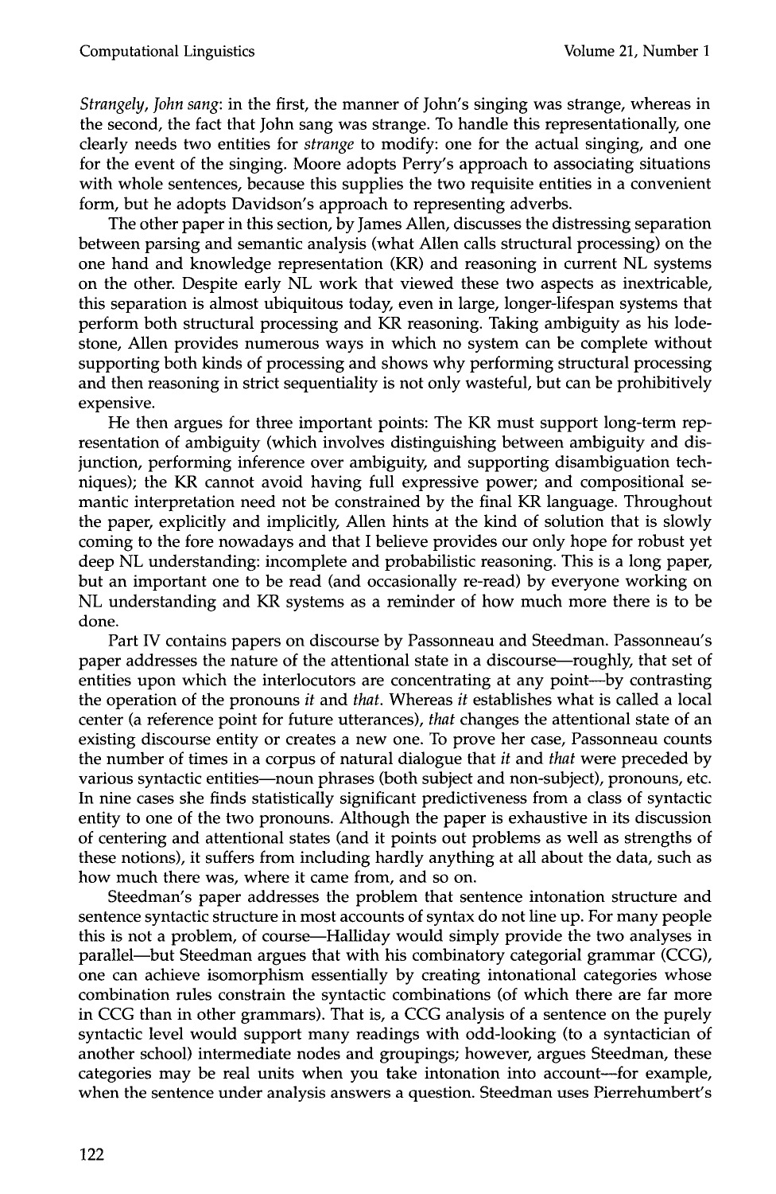*Strangely, John sang*: in the first, the manner of John's singing was strange, whereas in the second, the fact that John sang was strange. To handle this representationally, one clearly needs two entities for *strange* to modify: one for the actual singing, and one for the event of the singing. Moore adopts Perry's approach to associating situations with whole sentences, because this supplies the two requisite entities in a convenient form, but he adopts Davidson's approach to representing adverbs.

The other paper in this section, by James Allen, discusses the distressing separation between parsing and semantic analysis (what Allen calls structural processing) on the one hand and knowledge representation (KR) and reasoning in current NL systems on the other. Despite early NL work that viewed these two aspects as inextricable, this separation is almost ubiquitous today, even in large, longer-lifespan systems that perform both structural processing and KR reasoning. Taking ambiguity as his lodestone, Allen provides numerous ways in which no system can be complete without supporting both kinds of processing and shows why performing structural processing and then reasoning in strict sequentiality is not only wasteful, but can be prohibitively expensive.

He then argues for three important points: The KR must support long-term representation of ambiguity (which involves distinguishing between ambiguity and disjunction, performing inference over ambiguity, and supporting disambiguation techniques); the KR cannot avoid having full expressive power; and compositional semantic interpretation need not be constrained by the final KR language. Throughout the paper, explicitly and implicitly, Allen hints at the kind of solution that is slowly coming to the fore nowadays and that I believe provides our only hope for robust yet deep NL understanding: incomplete and probabilistic reasoning. This is a long paper, but an important one to be read (and occasionally re-read) by everyone working on NL understanding and KR systems as a reminder of how much more there is to be done.

Part IV contains papers on discourse by Passonneau and Steedman. Passonneau's paper addresses the nature of the attentional state in a discourse—roughly, that set of entities upon which the interlocutors are concentrating at any point—by contrasting the operation of the pronouns *it* and *that*. Whereas *it* establishes what is called a local center (a reference point for future utterances), *that* changes the attentional state of an existing discourse entity or creates a new one. To prove her case, Passonneau counts the number of times in a corpus of natural dialogue that *it* and *that* were preceded by various syntactic entities—noun phrases (both subject and non-subject), pronouns, etc. In nine cases she finds statistically significant predictiveness from a class of syntactic entity to one of the two pronouns. Although the paper is exhaustive in its discussion of centering and attentional states (and it points out problems as well as strengths of these notions), it suffers from including hardly anything at all about the data, such as how much there was, where it came from, and so on.

Steedman's paper addresses the problem that sentence intonation structure and sentence syntactic structure in most accounts of syntax do not line up. For many people this is not a problem, of course—Halliday would simply provide the two analyses in parallel—but Steedman argues that with his combinatory categorial grammar (CCG), one can achieve isomorphism essentially by creating intonational categories whose combination rules constrain the syntactic combinations (of which there are far more in CCG than in other grammars). That is, a CCG analysis of a sentence on the purely syntactic level would support many readings with odd-looking (to a syntactician of another school) intermediate nodes and groupings; however, argues Steedman, these categories may be real units when you take intonation into account—for example, when the sentence under analysis answers a question. Steedman uses Pierrehumbert's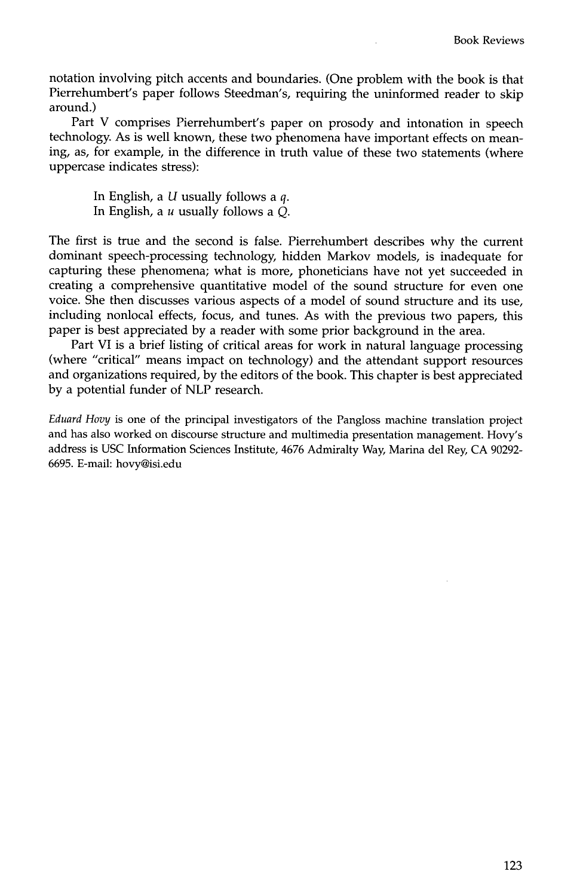notation involving pitch accents and boundaries. (One problem with the book is that Pierrehumbert's paper follows Steedman's, requiring the uninformed reader to skip around.)

Part V comprises Pierrehumbert's paper on prosody and intonation in speech technology. As is well known, these two phenomena have important effects on meaning, as, for example, in the difference in truth value of these two statements (where uppercase indicates stress):

> In English, a *U* usually follows a *q*.
> In English, a *u* usually follows a *Q*.

The first is true and the second is false. Pierrehumbert describes why the current dominant speech-processing technology, hidden Markov models, is inadequate for capturing these phenomena; what is more, phoneticians have not yet succeeded in creating a comprehensive quantitative model of the sound structure for even one voice. She then discusses various aspects of a model of sound structure and its use, including nonlocal effects, focus, and tunes. As with the previous two papers, this paper is best appreciated by a reader with some prior background in the area.

Part VI is a brief listing of critical areas for work in natural language processing (where "critical" means impact on technology) and the attendant support resources and organizations required, by the editors of the book. This chapter is best appreciated by a potential funder of NLP research.

*Eduard Hovy* is one of the principal investigators of the Pangloss machine translation project and has also worked on discourse structure and multimedia presentation management. Hovy's address is USC Information Sciences Institute, 4676 Admiralty Way, Marina del Rey, CA 90292-6695. E-mail: hovy@isi.edu